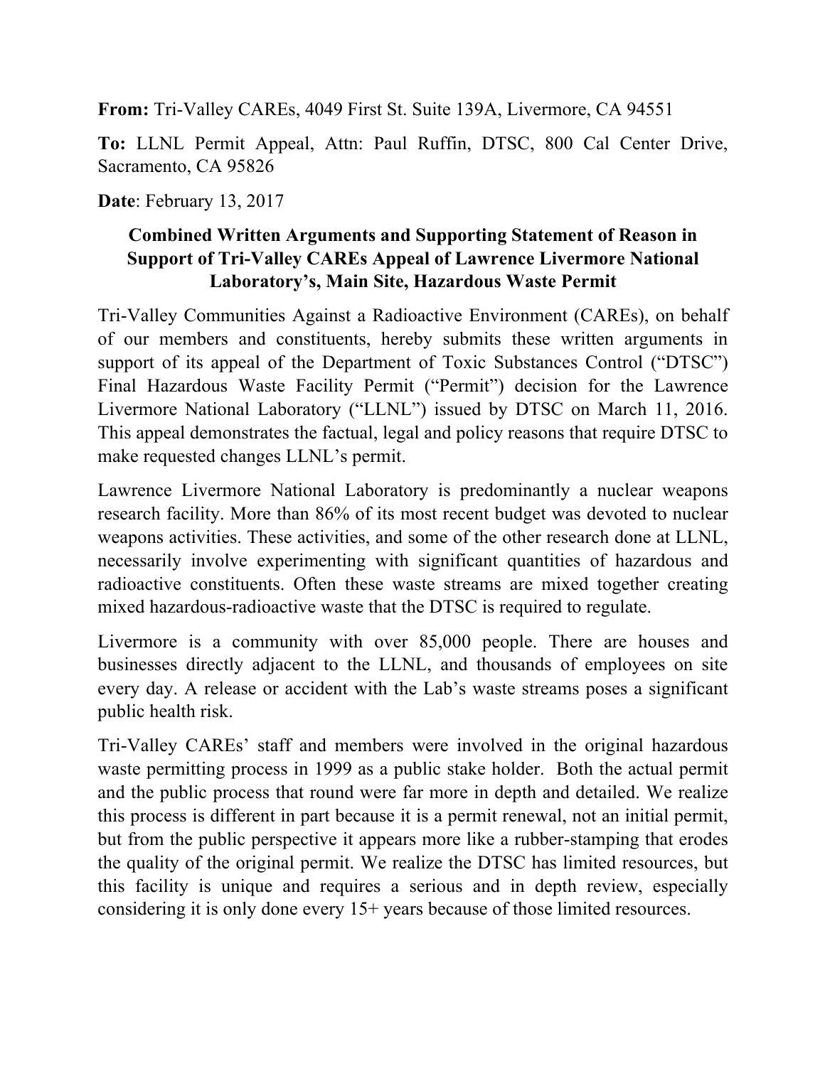**From:** Tri-Valley CAREs, 4049 First St. Suite 139A, Livermore, CA 94551

**To:** LLNL Permit Appeal, Attn: Paul Ruffin, DTSC, 800 Cal Center Drive, Sacramento, CA 95826

**Date**: February 13, 2017

**Combined Written Arguments and Supporting Statement of Reason in Support of Tri-Valley CAREs Appeal of Lawrence Livermore National Laboratory's, Main Site, Hazardous Waste Permit**

Tri-Valley Communities Against a Radioactive Environment (CAREs), on behalf of our members and constituents, hereby submits these written arguments in support of its appeal of the Department of Toxic Substances Control ("DTSC") Final Hazardous Waste Facility Permit ("Permit") decision for the Lawrence Livermore National Laboratory ("LLNL") issued by DTSC on March 11, 2016. This appeal demonstrates the factual, legal and policy reasons that require DTSC to make requested changes LLNL's permit.

Lawrence Livermore National Laboratory is predominantly a nuclear weapons research facility. More than 86% of its most recent budget was devoted to nuclear weapons activities. These activities, and some of the other research done at LLNL, necessarily involve experimenting with significant quantities of hazardous and radioactive constituents. Often these waste streams are mixed together creating mixed hazardous-radioactive waste that the DTSC is required to regulate.

Livermore is a community with over 85,000 people. There are houses and businesses directly adjacent to the LLNL, and thousands of employees on site every day. A release or accident with the Lab's waste streams poses a significant public health risk.

Tri-Valley CAREs' staff and members were involved in the original hazardous waste permitting process in 1999 as a public stake holder. Both the actual permit and the public process that round were far more in depth and detailed. We realize this process is different in part because it is a permit renewal, not an initial permit, but from the public perspective it appears more like a rubber-stamping that erodes the quality of the original permit. We realize the DTSC has limited resources, but this facility is unique and requires a serious and in depth review, especially considering it is only done every 15+ years because of those limited resources.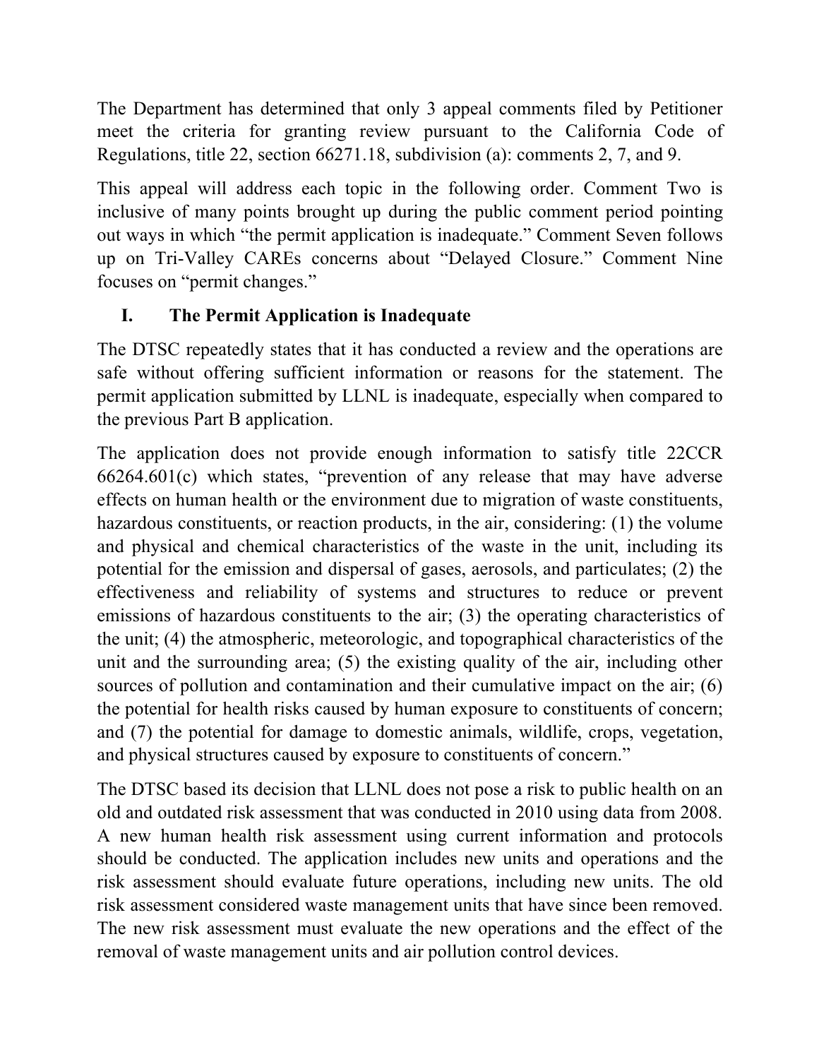The Department has determined that only 3 appeal comments filed by Petitioner meet the criteria for granting review pursuant to the California Code of Regulations, title 22, section 66271.18, subdivision (a): comments 2, 7, and 9.

This appeal will address each topic in the following order. Comment Two is inclusive of many points brought up during the public comment period pointing out ways in which "the permit application is inadequate." Comment Seven follows up on Tri-Valley CAREs concerns about "Delayed Closure." Comment Nine focuses on "permit changes."

## I. The Permit Application is Inadequate

The DTSC repeatedly states that it has conducted a review and the operations are safe without offering sufficient information or reasons for the statement. The permit application submitted by LLNL is inadequate, especially when compared to the previous Part B application.

The application does not provide enough information to satisfy title 22CCR 66264.601(c) which states, "prevention of any release that may have adverse effects on human health or the environment due to migration of waste constituents, hazardous constituents, or reaction products, in the air, considering: (1) the volume and physical and chemical characteristics of the waste in the unit, including its potential for the emission and dispersal of gases, aerosols, and particulates; (2) the effectiveness and reliability of systems and structures to reduce or prevent emissions of hazardous constituents to the air; (3) the operating characteristics of the unit; (4) the atmospheric, meteorologic, and topographical characteristics of the unit and the surrounding area; (5) the existing quality of the air, including other sources of pollution and contamination and their cumulative impact on the air; (6) the potential for health risks caused by human exposure to constituents of concern; and (7) the potential for damage to domestic animals, wildlife, crops, vegetation, and physical structures caused by exposure to constituents of concern."

The DTSC based its decision that LLNL does not pose a risk to public health on an old and outdated risk assessment that was conducted in 2010 using data from 2008. A new human health risk assessment using current information and protocols should be conducted. The application includes new units and operations and the risk assessment should evaluate future operations, including new units. The old risk assessment considered waste management units that have since been removed. The new risk assessment must evaluate the new operations and the effect of the removal of waste management units and air pollution control devices.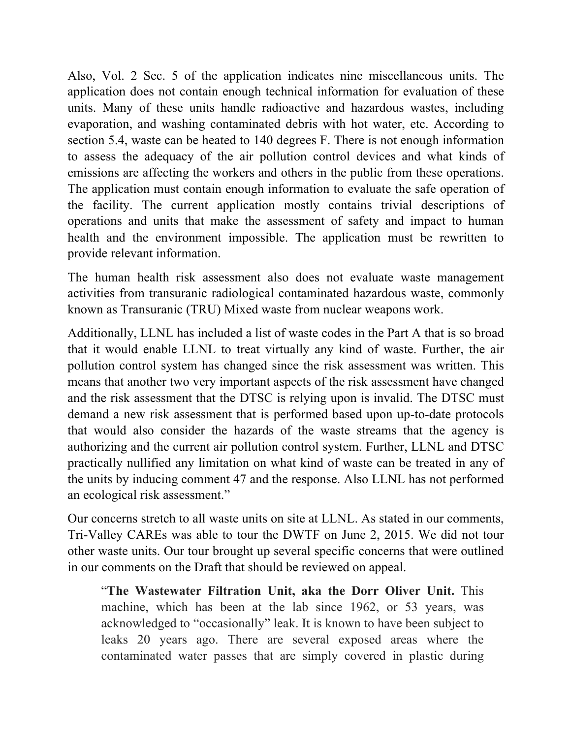Also, Vol. 2 Sec. 5 of the application indicates nine miscellaneous units. The application does not contain enough technical information for evaluation of these units. Many of these units handle radioactive and hazardous wastes, including evaporation, and washing contaminated debris with hot water, etc. According to section 5.4, waste can be heated to 140 degrees F. There is not enough information to assess the adequacy of the air pollution control devices and what kinds of emissions are affecting the workers and others in the public from these operations. The application must contain enough information to evaluate the safe operation of the facility. The current application mostly contains trivial descriptions of operations and units that make the assessment of safety and impact to human health and the environment impossible. The application must be rewritten to provide relevant information.

The human health risk assessment also does not evaluate waste management activities from transuranic radiological contaminated hazardous waste, commonly known as Transuranic (TRU) Mixed waste from nuclear weapons work.

Additionally, LLNL has included a list of waste codes in the Part A that is so broad that it would enable LLNL to treat virtually any kind of waste. Further, the air pollution control system has changed since the risk assessment was written. This means that another two very important aspects of the risk assessment have changed and the risk assessment that the DTSC is relying upon is invalid. The DTSC must demand a new risk assessment that is performed based upon up-to-date protocols that would also consider the hazards of the waste streams that the agency is authorizing and the current air pollution control system. Further, LLNL and DTSC practically nullified any limitation on what kind of waste can be treated in any of the units by inducing comment 47 and the response. Also LLNL has not performed an ecological risk assessment."

Our concerns stretch to all waste units on site at LLNL. As stated in our comments, Tri-Valley CAREs was able to tour the DWTF on June 2, 2015. We did not tour other waste units. Our tour brought up several specific concerns that were outlined in our comments on the Draft that should be reviewed on appeal.

> "**The Wastewater Filtration Unit, aka the Dorr Oliver Unit.** This machine, which has been at the lab since 1962, or 53 years, was acknowledged to "occasionally" leak. It is known to have been subject to leaks 20 years ago. There are several exposed areas where the contaminated water passes that are simply covered in plastic during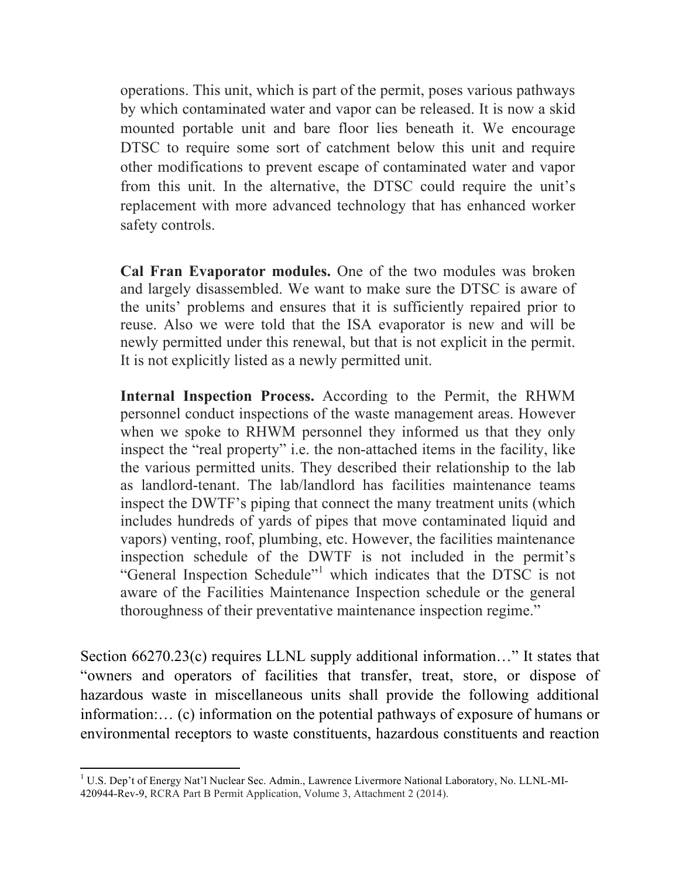> operations. This unit, which is part of the permit, poses various pathways by which contaminated water and vapor can be released. It is now a skid mounted portable unit and bare floor lies beneath it. We encourage DTSC to require some sort of catchment below this unit and require other modifications to prevent escape of contaminated water and vapor from this unit. In the alternative, the DTSC could require the unit's replacement with more advanced technology that has enhanced worker safety controls.
>
> **Cal Fran Evaporator modules.** One of the two modules was broken and largely disassembled. We want to make sure the DTSC is aware of the units' problems and ensures that it is sufficiently repaired prior to reuse. Also we were told that the ISA evaporator is new and will be newly permitted under this renewal, but that is not explicit in the permit. It is not explicitly listed as a newly permitted unit.
>
> **Internal Inspection Process.** According to the Permit, the RHWM personnel conduct inspections of the waste management areas. However when we spoke to RHWM personnel they informed us that they only inspect the "real property" i.e. the non-attached items in the facility, like the various permitted units. They described their relationship to the lab as landlord-tenant. The lab/landlord has facilities maintenance teams inspect the DWTF's piping that connect the many treatment units (which includes hundreds of yards of pipes that move contaminated liquid and vapors) venting, roof, plumbing, etc. However, the facilities maintenance inspection schedule of the DWTF is not included in the permit's "General Inspection Schedule"[1] which indicates that the DTSC is not aware of the Facilities Maintenance Inspection schedule or the general thoroughness of their preventative maintenance inspection regime."

Section 66270.23(c) requires LLNL supply additional information…" It states that "owners and operators of facilities that transfer, treat, store, or dispose of hazardous waste in miscellaneous units shall provide the following additional information:… (c) information on the potential pathways of exposure of humans or environmental receptors to waste constituents, hazardous constituents and reaction

[1] U.S. Dep't of Energy Nat'l Nuclear Sec. Admin., Lawrence Livermore National Laboratory, No. LLNL-MI-420944-Rev-9, RCRA Part B Permit Application, Volume 3, Attachment 2 (2014).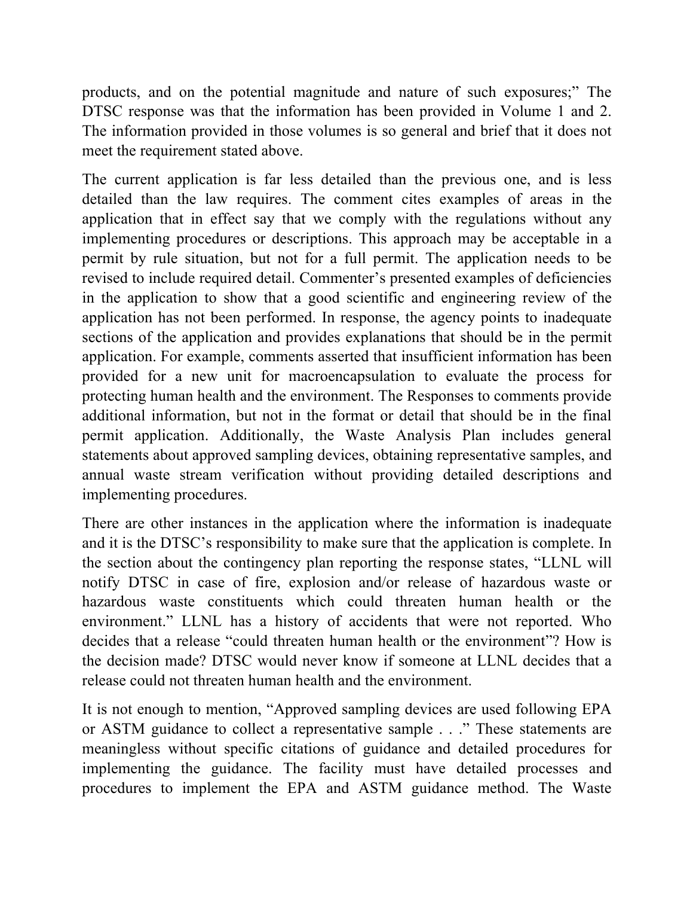products, and on the potential magnitude and nature of such exposures;" The DTSC response was that the information has been provided in Volume 1 and 2. The information provided in those volumes is so general and brief that it does not meet the requirement stated above.

The current application is far less detailed than the previous one, and is less detailed than the law requires. The comment cites examples of areas in the application that in effect say that we comply with the regulations without any implementing procedures or descriptions. This approach may be acceptable in a permit by rule situation, but not for a full permit. The application needs to be revised to include required detail. Commenter's presented examples of deficiencies in the application to show that a good scientific and engineering review of the application has not been performed. In response, the agency points to inadequate sections of the application and provides explanations that should be in the permit application. For example, comments asserted that insufficient information has been provided for a new unit for macroencapsulation to evaluate the process for protecting human health and the environment. The Responses to comments provide additional information, but not in the format or detail that should be in the final permit application. Additionally, the Waste Analysis Plan includes general statements about approved sampling devices, obtaining representative samples, and annual waste stream verification without providing detailed descriptions and implementing procedures.

There are other instances in the application where the information is inadequate and it is the DTSC's responsibility to make sure that the application is complete. In the section about the contingency plan reporting the response states, "LLNL will notify DTSC in case of fire, explosion and/or release of hazardous waste or hazardous waste constituents which could threaten human health or the environment." LLNL has a history of accidents that were not reported. Who decides that a release "could threaten human health or the environment"? How is the decision made? DTSC would never know if someone at LLNL decides that a release could not threaten human health and the environment.

It is not enough to mention, "Approved sampling devices are used following EPA or ASTM guidance to collect a representative sample . . ." These statements are meaningless without specific citations of guidance and detailed procedures for implementing the guidance. The facility must have detailed processes and procedures to implement the EPA and ASTM guidance method. The Waste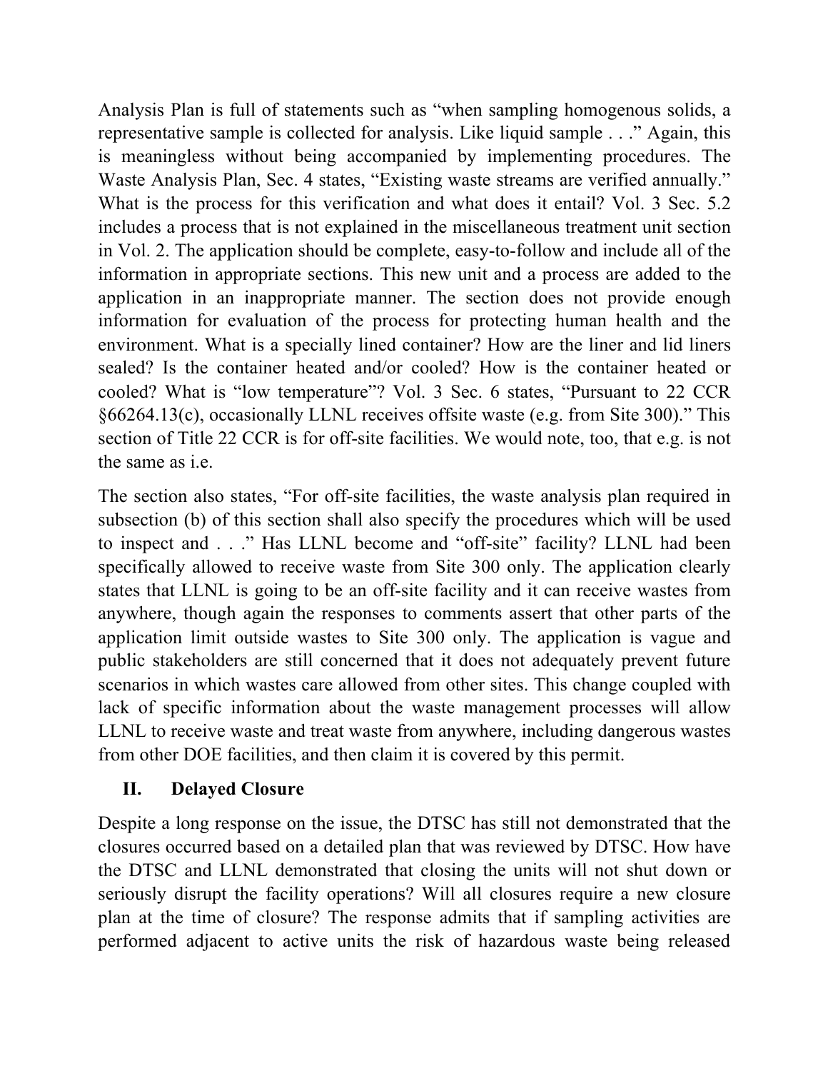Analysis Plan is full of statements such as "when sampling homogenous solids, a representative sample is collected for analysis. Like liquid sample . . ." Again, this is meaningless without being accompanied by implementing procedures. The Waste Analysis Plan, Sec. 4 states, "Existing waste streams are verified annually." What is the process for this verification and what does it entail? Vol. 3 Sec. 5.2 includes a process that is not explained in the miscellaneous treatment unit section in Vol. 2. The application should be complete, easy-to-follow and include all of the information in appropriate sections. This new unit and a process are added to the application in an inappropriate manner. The section does not provide enough information for evaluation of the process for protecting human health and the environment. What is a specially lined container? How are the liner and lid liners sealed? Is the container heated and/or cooled? How is the container heated or cooled? What is "low temperature"? Vol. 3 Sec. 6 states, "Pursuant to 22 CCR §66264.13(c), occasionally LLNL receives offsite waste (e.g. from Site 300)." This section of Title 22 CCR is for off-site facilities. We would note, too, that e.g. is not the same as i.e.

The section also states, "For off-site facilities, the waste analysis plan required in subsection (b) of this section shall also specify the procedures which will be used to inspect and . . ." Has LLNL become and "off-site" facility? LLNL had been specifically allowed to receive waste from Site 300 only. The application clearly states that LLNL is going to be an off-site facility and it can receive wastes from anywhere, though again the responses to comments assert that other parts of the application limit outside wastes to Site 300 only. The application is vague and public stakeholders are still concerned that it does not adequately prevent future scenarios in which wastes care allowed from other sites. This change coupled with lack of specific information about the waste management processes will allow LLNL to receive waste and treat waste from anywhere, including dangerous wastes from other DOE facilities, and then claim it is covered by this permit.

## II. Delayed Closure

Despite a long response on the issue, the DTSC has still not demonstrated that the closures occurred based on a detailed plan that was reviewed by DTSC. How have the DTSC and LLNL demonstrated that closing the units will not shut down or seriously disrupt the facility operations? Will all closures require a new closure plan at the time of closure? The response admits that if sampling activities are performed adjacent to active units the risk of hazardous waste being released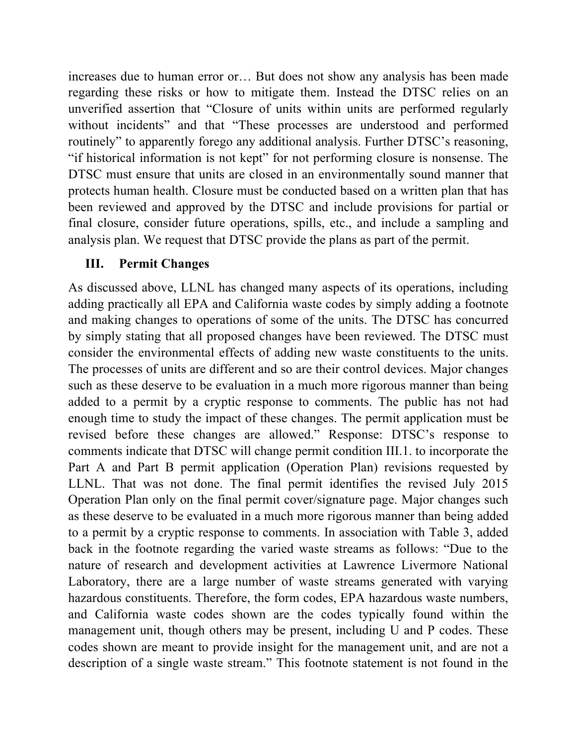increases due to human error or… But does not show any analysis has been made regarding these risks or how to mitigate them. Instead the DTSC relies on an unverified assertion that "Closure of units within units are performed regularly without incidents" and that "These processes are understood and performed routinely" to apparently forego any additional analysis. Further DTSC's reasoning, "if historical information is not kept" for not performing closure is nonsense. The DTSC must ensure that units are closed in an environmentally sound manner that protects human health. Closure must be conducted based on a written plan that has been reviewed and approved by the DTSC and include provisions for partial or final closure, consider future operations, spills, etc., and include a sampling and analysis plan. We request that DTSC provide the plans as part of the permit.

## III. Permit Changes

As discussed above, LLNL has changed many aspects of its operations, including adding practically all EPA and California waste codes by simply adding a footnote and making changes to operations of some of the units. The DTSC has concurred by simply stating that all proposed changes have been reviewed. The DTSC must consider the environmental effects of adding new waste constituents to the units. The processes of units are different and so are their control devices. Major changes such as these deserve to be evaluation in a much more rigorous manner than being added to a permit by a cryptic response to comments. The public has not had enough time to study the impact of these changes. The permit application must be revised before these changes are allowed." Response: DTSC's response to comments indicate that DTSC will change permit condition III.1. to incorporate the Part A and Part B permit application (Operation Plan) revisions requested by LLNL. That was not done. The final permit identifies the revised July 2015 Operation Plan only on the final permit cover/signature page. Major changes such as these deserve to be evaluated in a much more rigorous manner than being added to a permit by a cryptic response to comments. In association with Table 3, added back in the footnote regarding the varied waste streams as follows: "Due to the nature of research and development activities at Lawrence Livermore National Laboratory, there are a large number of waste streams generated with varying hazardous constituents. Therefore, the form codes, EPA hazardous waste numbers, and California waste codes shown are the codes typically found within the management unit, though others may be present, including U and P codes. These codes shown are meant to provide insight for the management unit, and are not a description of a single waste stream." This footnote statement is not found in the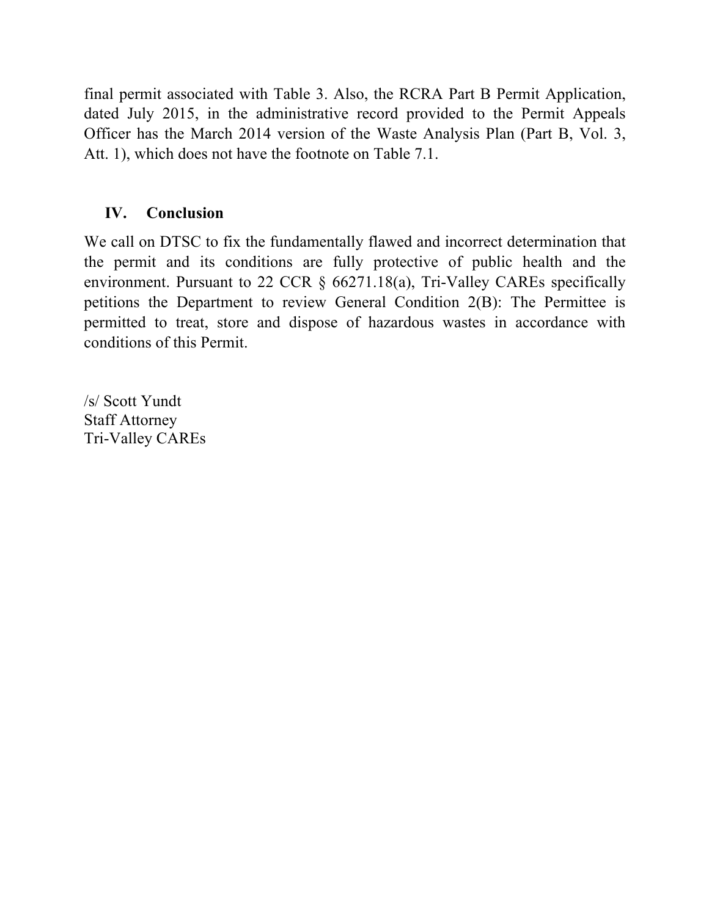final permit associated with Table 3. Also, the RCRA Part B Permit Application, dated July 2015, in the administrative record provided to the Permit Appeals Officer has the March 2014 version of the Waste Analysis Plan (Part B, Vol. 3, Att. 1), which does not have the footnote on Table 7.1.

## IV. Conclusion

We call on DTSC to fix the fundamentally flawed and incorrect determination that the permit and its conditions are fully protective of public health and the environment. Pursuant to 22 CCR § 66271.18(a), Tri-Valley CAREs specifically petitions the Department to review General Condition 2(B): The Permittee is permitted to treat, store and dispose of hazardous wastes in accordance with conditions of this Permit.

/s/ Scott Yundt
Staff Attorney
Tri-Valley CAREs